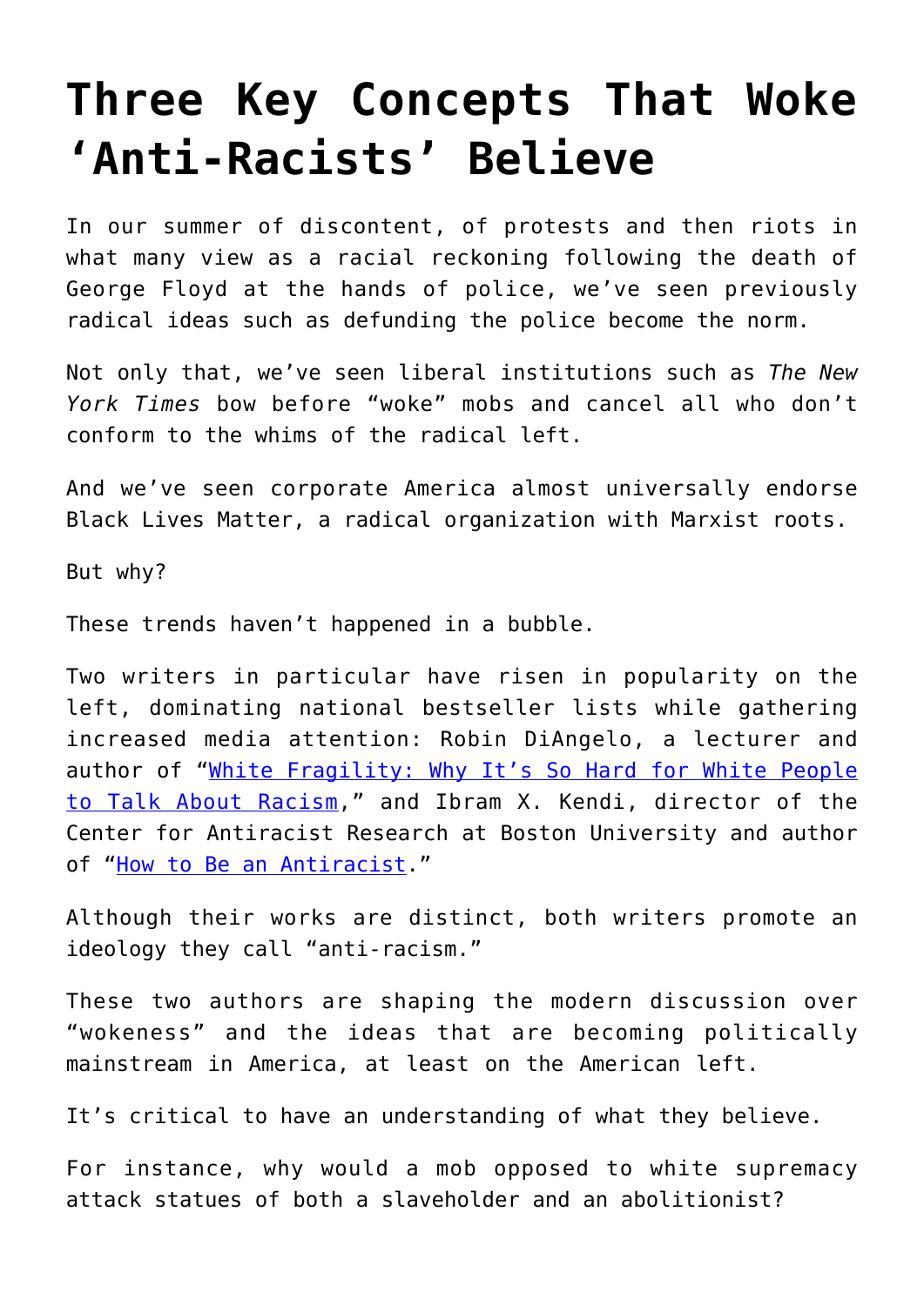# Three Key Concepts That Woke 'Anti-Racists' Believe

In our summer of discontent, of protests and then riots in what many view as a racial reckoning following the death of George Floyd at the hands of police, we've seen previously radical ideas such as defunding the police become the norm.

Not only that, we've seen liberal institutions such as *The New York Times* bow before "woke" mobs and cancel all who don't conform to the whims of the radical left.

And we've seen corporate America almost universally endorse Black Lives Matter, a radical organization with Marxist roots.

But why?

These trends haven't happened in a bubble.

Two writers in particular have risen in popularity on the left, dominating national bestseller lists while gathering increased media attention: Robin DiAngelo, a lecturer and author of "White Fragility: Why It's So Hard for White People to Talk About Racism," and Ibram X. Kendi, director of the Center for Antiracist Research at Boston University and author of "How to Be an Antiracist."

Although their works are distinct, both writers promote an ideology they call "anti-racism."

These two authors are shaping the modern discussion over "wokeness" and the ideas that are becoming politically mainstream in America, at least on the American left.

It's critical to have an understanding of what they believe.

For instance, why would a mob opposed to white supremacy attack statues of both a slaveholder and an abolitionist?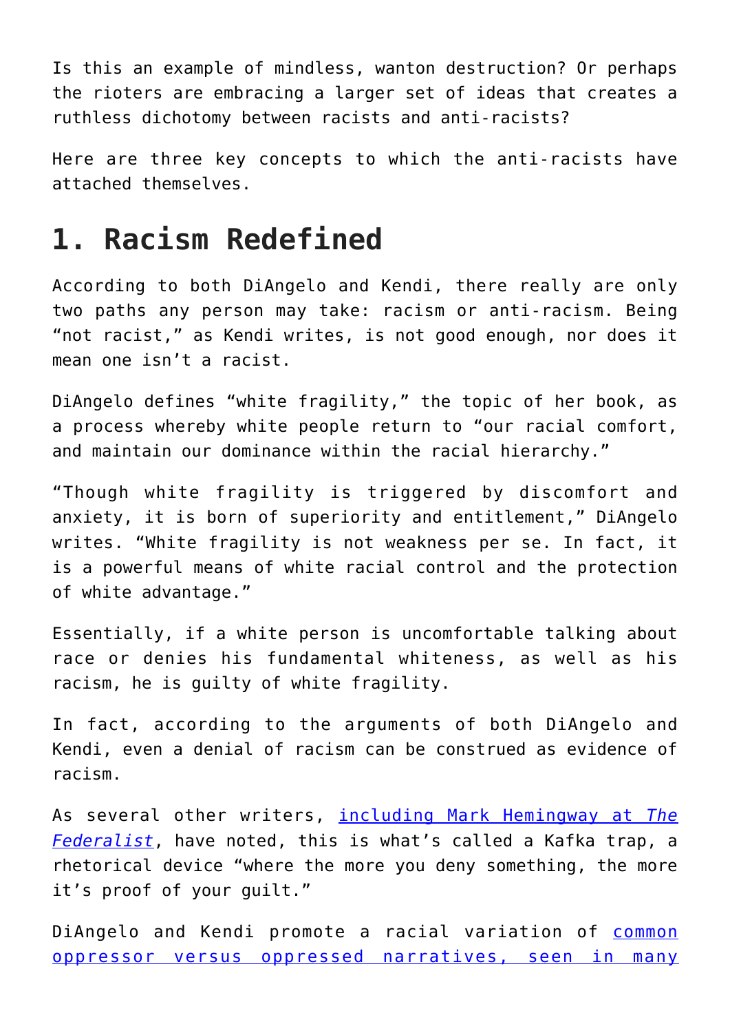Is this an example of mindless, wanton destruction? Or perhaps the rioters are embracing a larger set of ideas that creates a ruthless dichotomy between racists and anti-racists?

Here are three key concepts to which the anti-racists have attached themselves.

## 1. Racism Redefined

According to both DiAngelo and Kendi, there really are only two paths any person may take: racism or anti-racism. Being "not racist," as Kendi writes, is not good enough, nor does it mean one isn't a racist.

DiAngelo defines "white fragility," the topic of her book, as a process whereby white people return to "our racial comfort, and maintain our dominance within the racial hierarchy."

"Though white fragility is triggered by discomfort and anxiety, it is born of superiority and entitlement," DiAngelo writes. "White fragility is not weakness per se. In fact, it is a powerful means of white racial control and the protection of white advantage."

Essentially, if a white person is uncomfortable talking about race or denies his fundamental whiteness, as well as his racism, he is guilty of white fragility.

In fact, according to the arguments of both DiAngelo and Kendi, even a denial of racism can be construed as evidence of racism.

As several other writers, including Mark Hemingway at *The Federalist*, have noted, this is what's called a Kafka trap, a rhetorical device "where the more you deny something, the more it's proof of your guilt."

DiAngelo and Kendi promote a racial variation of common oppressor versus oppressed narratives, seen in many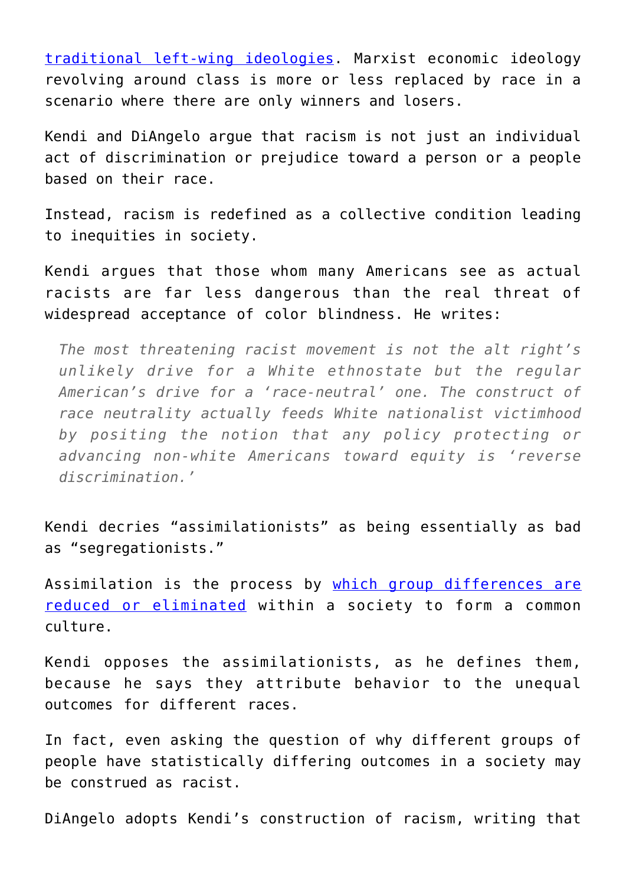[traditional left-wing ideologies](). Marxist economic ideology revolving around class is more or less replaced by race in a scenario where there are only winners and losers.

Kendi and DiAngelo argue that racism is not just an individual act of discrimination or prejudice toward a person or a people based on their race.

Instead, racism is redefined as a collective condition leading to inequities in society.

Kendi argues that those whom many Americans see as actual racists are far less dangerous than the real threat of widespread acceptance of color blindness. He writes:

> *The most threatening racist movement is not the alt right's unlikely drive for a White ethnostate but the regular American's drive for a 'race-neutral' one. The construct of race neutrality actually feeds White nationalist victimhood by positing the notion that any policy protecting or advancing non-white Americans toward equity is 'reverse discrimination.'*

Kendi decries "assimilationists" as being essentially as bad as "segregationists."

Assimilation is the process by [which group differences are reduced or eliminated]() within a society to form a common culture.

Kendi opposes the assimilationists, as he defines them, because he says they attribute behavior to the unequal outcomes for different races.

In fact, even asking the question of why different groups of people have statistically differing outcomes in a society may be construed as racist.

DiAngelo adopts Kendi's construction of racism, writing that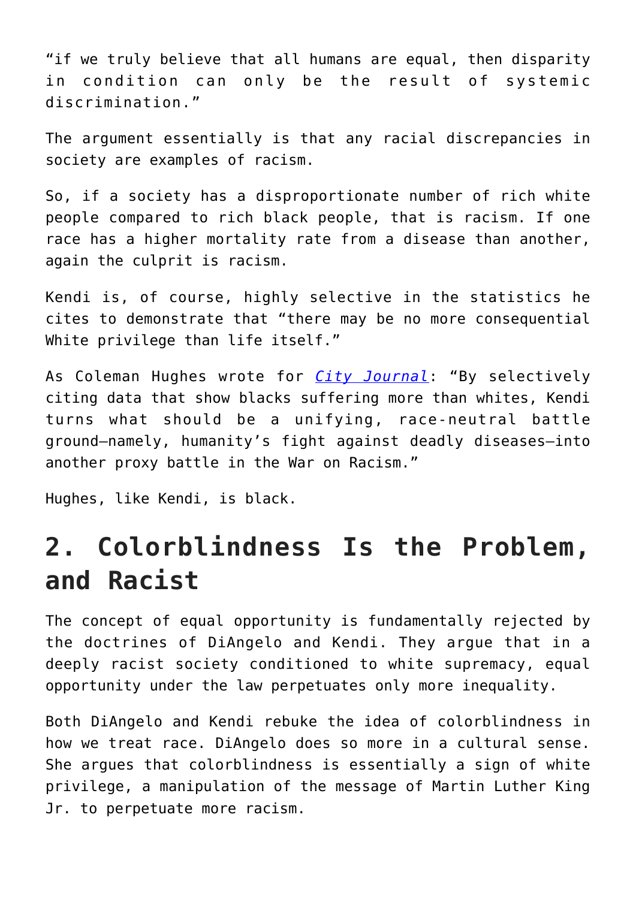“if we truly believe that all humans are equal, then disparity in condition can only be the result of systemic discrimination.”

The argument essentially is that any racial discrepancies in society are examples of racism.

So, if a society has a disproportionate number of rich white people compared to rich black people, that is racism. If one race has a higher mortality rate from a disease than another, again the culprit is racism.

Kendi is, of course, highly selective in the statistics he cites to demonstrate that “there may be no more consequential White privilege than life itself.”

As Coleman Hughes wrote for *City Journal*: “By selectively citing data that show blacks suffering more than whites, Kendi turns what should be a unifying, race-neutral battle ground—namely, humanity’s fight against deadly diseases—into another proxy battle in the War on Racism.”

Hughes, like Kendi, is black.

## 2. Colorblindness Is the Problem, and Racist

The concept of equal opportunity is fundamentally rejected by the doctrines of DiAngelo and Kendi. They argue that in a deeply racist society conditioned to white supremacy, equal opportunity under the law perpetuates only more inequality.

Both DiAngelo and Kendi rebuke the idea of colorblindness in how we treat race. DiAngelo does so more in a cultural sense. She argues that colorblindness is essentially a sign of white privilege, a manipulation of the message of Martin Luther King Jr. to perpetuate more racism.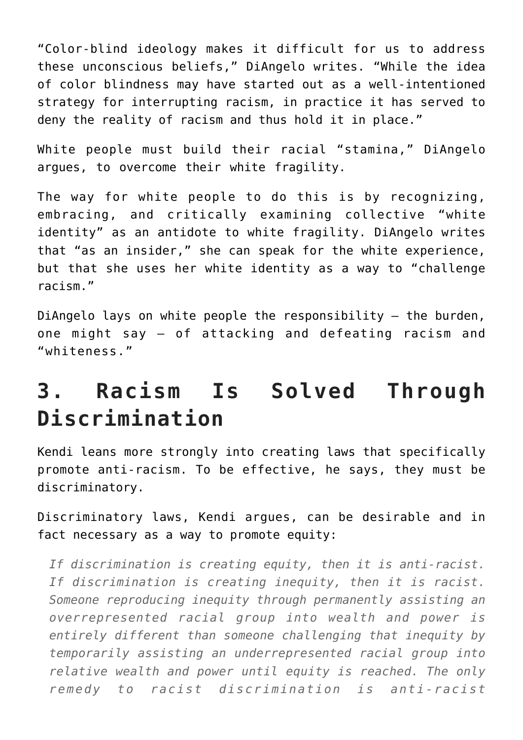“Color-blind ideology makes it difficult for us to address these unconscious beliefs,” DiAngelo writes. “While the idea of color blindness may have started out as a well-intentioned strategy for interrupting racism, in practice it has served to deny the reality of racism and thus hold it in place.”

White people must build their racial “stamina,” DiAngelo argues, to overcome their white fragility.

The way for white people to do this is by recognizing, embracing, and critically examining collective “white identity” as an antidote to white fragility. DiAngelo writes that “as an insider,” she can speak for the white experience, but that she uses her white identity as a way to “challenge racism.”

DiAngelo lays on white people the responsibility – the burden, one might say – of attacking and defeating racism and “whiteness.”

## 3. Racism Is Solved Through Discrimination

Kendi leans more strongly into creating laws that specifically promote anti-racism. To be effective, he says, they must be discriminatory.

Discriminatory laws, Kendi argues, can be desirable and in fact necessary as a way to promote equity:

> *If discrimination is creating equity, then it is anti-racist. If discrimination is creating inequity, then it is racist. Someone reproducing inequity through permanently assisting an overrepresented racial group into wealth and power is entirely different than someone challenging that inequity by temporarily assisting an underrepresented racial group into relative wealth and power until equity is reached. The only remedy to racist discrimination is anti-racist*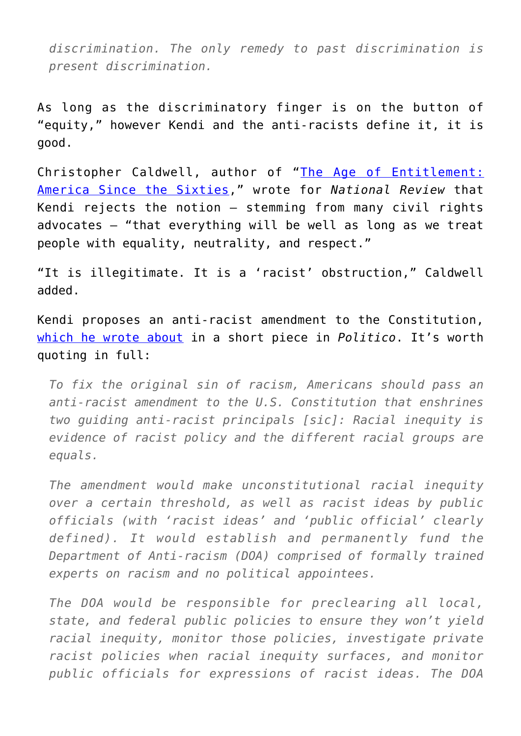> *discrimination. The only remedy to past discrimination is present discrimination.*

As long as the discriminatory finger is on the button of "equity," however Kendi and the anti-racists define it, it is good.

Christopher Caldwell, author of "[The Age of Entitlement: America Since the Sixties](#)," wrote for *National Review* that Kendi rejects the notion — stemming from many civil rights advocates — "that everything will be well as long as we treat people with equality, neutrality, and respect."

"It is illegitimate. It is a 'racist' obstruction," Caldwell added.

Kendi proposes an anti-racist amendment to the Constitution, [which he wrote about](#) in a short piece in *Politico*. It's worth quoting in full:

> *To fix the original sin of racism, Americans should pass an anti-racist amendment to the U.S. Constitution that enshrines two guiding anti-racist principals [sic]: Racial inequity is evidence of racist policy and the different racial groups are equals.*
>
> *The amendment would make unconstitutional racial inequity over a certain threshold, as well as racist ideas by public officials (with 'racist ideas' and 'public official' clearly defined). It would establish and permanently fund the Department of Anti-racism (DOA) comprised of formally trained experts on racism and no political appointees.*
>
> *The DOA would be responsible for preclearing all local, state, and federal public policies to ensure they won't yield racial inequity, monitor those policies, investigate private racist policies when racial inequity surfaces, and monitor public officials for expressions of racist ideas. The DOA*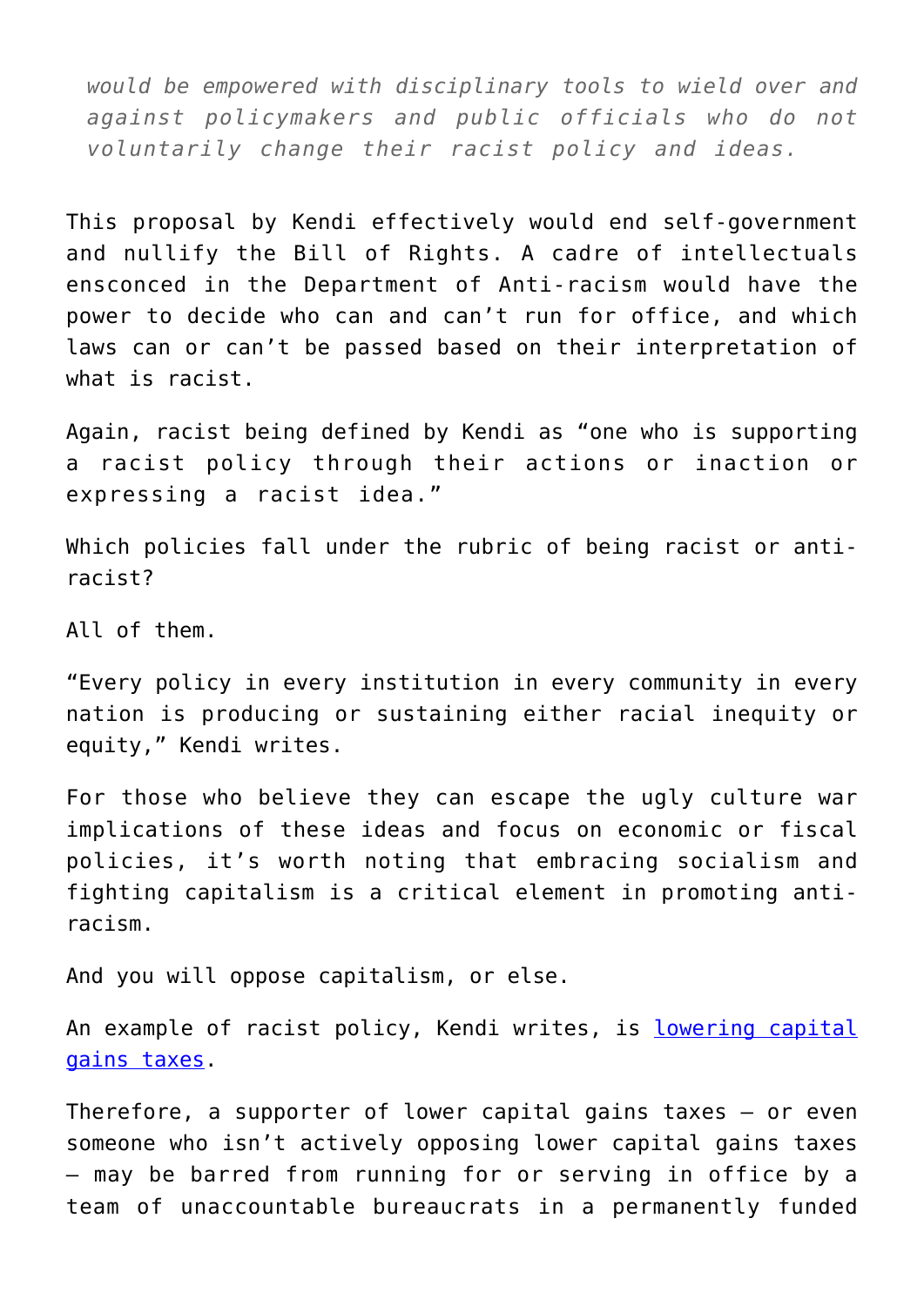> *would be empowered with disciplinary tools to wield over and against policymakers and public officials who do not voluntarily change their racist policy and ideas.*

This proposal by Kendi effectively would end self-government and nullify the Bill of Rights. A cadre of intellectuals ensconced in the Department of Anti-racism would have the power to decide who can and can't run for office, and which laws can or can't be passed based on their interpretation of what is racist.

Again, racist being defined by Kendi as "one who is supporting a racist policy through their actions or inaction or expressing a racist idea."

Which policies fall under the rubric of being racist or anti-racist?

All of them.

"Every policy in every institution in every community in every nation is producing or sustaining either racial inequity or equity," Kendi writes.

For those who believe they can escape the ugly culture war implications of these ideas and focus on economic or fiscal policies, it's worth noting that embracing socialism and fighting capitalism is a critical element in promoting anti-racism.

And you will oppose capitalism, or else.

An example of racist policy, Kendi writes, is lowering capital gains taxes.

Therefore, a supporter of lower capital gains taxes — or even someone who isn't actively opposing lower capital gains taxes — may be barred from running for or serving in office by a team of unaccountable bureaucrats in a permanently funded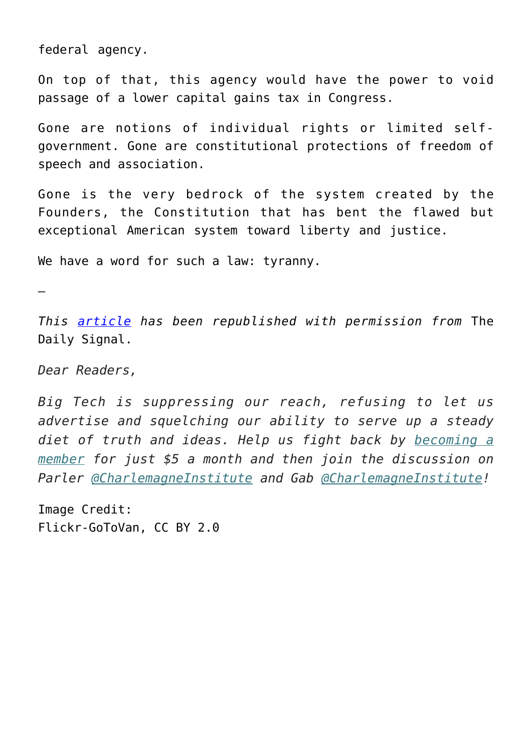federal agency.

On top of that, this agency would have the power to void passage of a lower capital gains tax in Congress.

Gone are notions of individual rights or limited self-government. Gone are constitutional protections of freedom of speech and association.

Gone is the very bedrock of the system created by the Founders, the Constitution that has bent the flawed but exceptional American system toward liberty and justice.

We have a word for such a law: tyranny.

—

*This article has been republished with permission from* The Daily Signal.

*Dear Readers,*

*Big Tech is suppressing our reach, refusing to let us advertise and squelching our ability to serve up a steady diet of truth and ideas. Help us fight back by becoming a member for just $5 a month and then join the discussion on Parler @CharlemagneInstitute and Gab @CharlemagneInstitute!*

Image Credit:
Flickr-GoToVan, CC BY 2.0